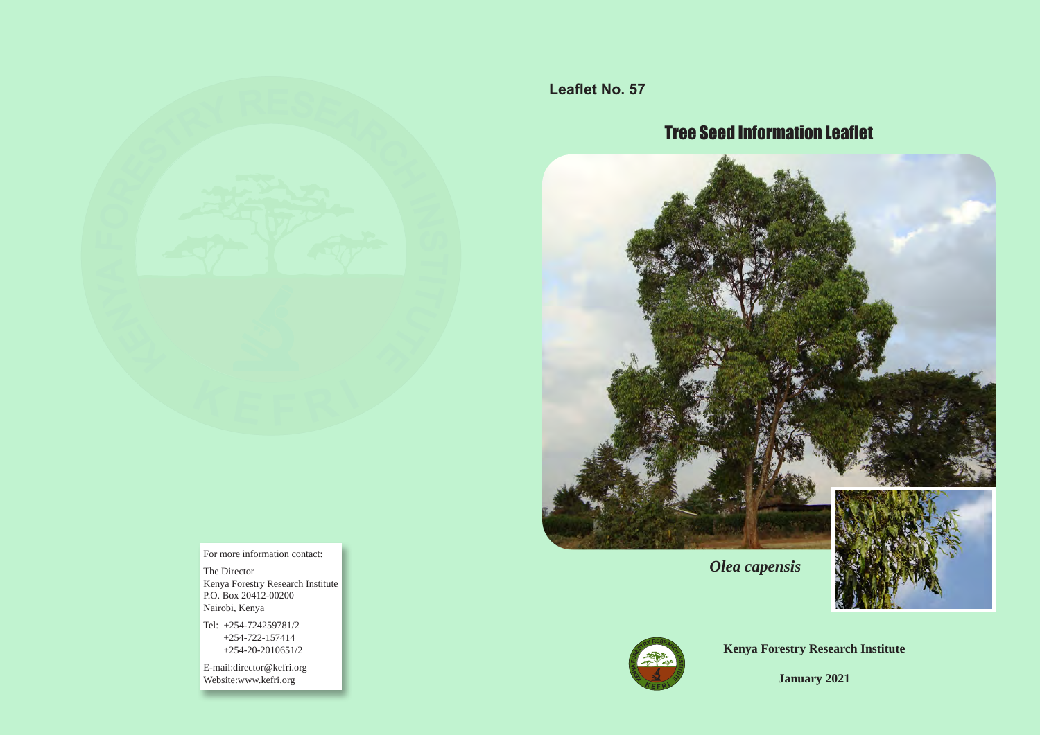For more information contact:

The Director
Kenya Forestry Research Institute
P.O. Box 20412-00200
Nairobi, Kenya

Tel: +254-724259781/2
+254-722-157414
+254-20-2010651/2

E-mail:director@kefri.org
Website:www.kefri.org

**Leaflet No. 57**

# Tree Seed Information Leaflet

***Olea capensis***

**Kenya Forestry Research Institute**

**January 2021**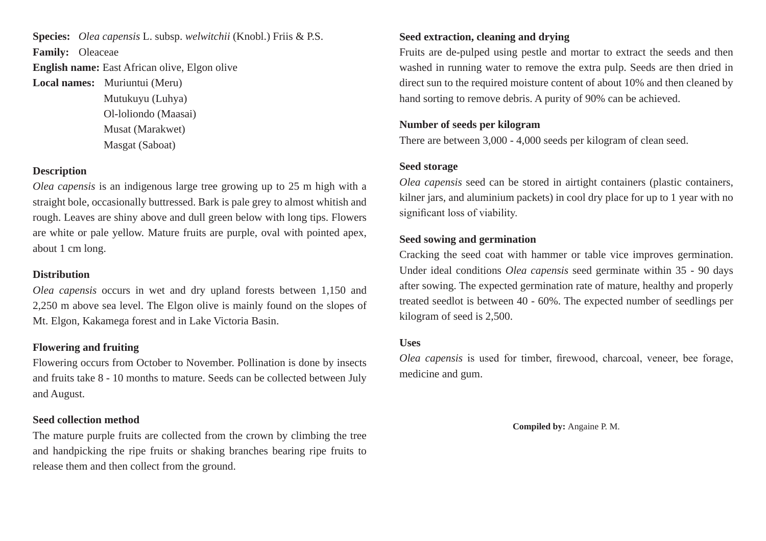**Species:** *Olea capensis* L. subsp. *welwitchii* (Knobl.) Friis & P.S.
**Family:** Oleaceae
**English name:** East African olive, Elgon olive
**Local names:** Muriuntui (Meru)
Mutukuyu (Luhya)
Ol-loliondo (Maasai)
Musat (Marakwet)
Masgat (Saboat)

**Description**

*Olea capensis* is an indigenous large tree growing up to 25 m high with a straight bole, occasionally buttressed. Bark is pale grey to almost whitish and rough. Leaves are shiny above and dull green below with long tips. Flowers are white or pale yellow. Mature fruits are purple, oval with pointed apex, about 1 cm long.

**Distribution**

*Olea capensis* occurs in wet and dry upland forests between 1,150 and 2,250 m above sea level. The Elgon olive is mainly found on the slopes of Mt. Elgon, Kakamega forest and in Lake Victoria Basin.

**Flowering and fruiting**

Flowering occurs from October to November. Pollination is done by insects and fruits take 8 - 10 months to mature. Seeds can be collected between July and August.

**Seed collection method**

The mature purple fruits are collected from the crown by climbing the tree and handpicking the ripe fruits or shaking branches bearing ripe fruits to release them and then collect from the ground.

**Seed extraction, cleaning and drying**

Fruits are de-pulped using pestle and mortar to extract the seeds and then washed in running water to remove the extra pulp. Seeds are then dried in direct sun to the required moisture content of about 10% and then cleaned by hand sorting to remove debris. A purity of 90% can be achieved.

**Number of seeds per kilogram**

There are between 3,000 - 4,000 seeds per kilogram of clean seed.

**Seed storage**

*Olea capensis* seed can be stored in airtight containers (plastic containers, kilner jars, and aluminium packets) in cool dry place for up to 1 year with no significant loss of viability.

**Seed sowing and germination**

Cracking the seed coat with hammer or table vice improves germination. Under ideal conditions *Olea capensis* seed germinate within 35 - 90 days after sowing. The expected germination rate of mature, healthy and properly treated seedlot is between 40 - 60%. The expected number of seedlings per kilogram of seed is 2,500.

**Uses**

*Olea capensis* is used for timber, firewood, charcoal, veneer, bee forage, medicine and gum.

**Compiled by:** Angaine P. M.